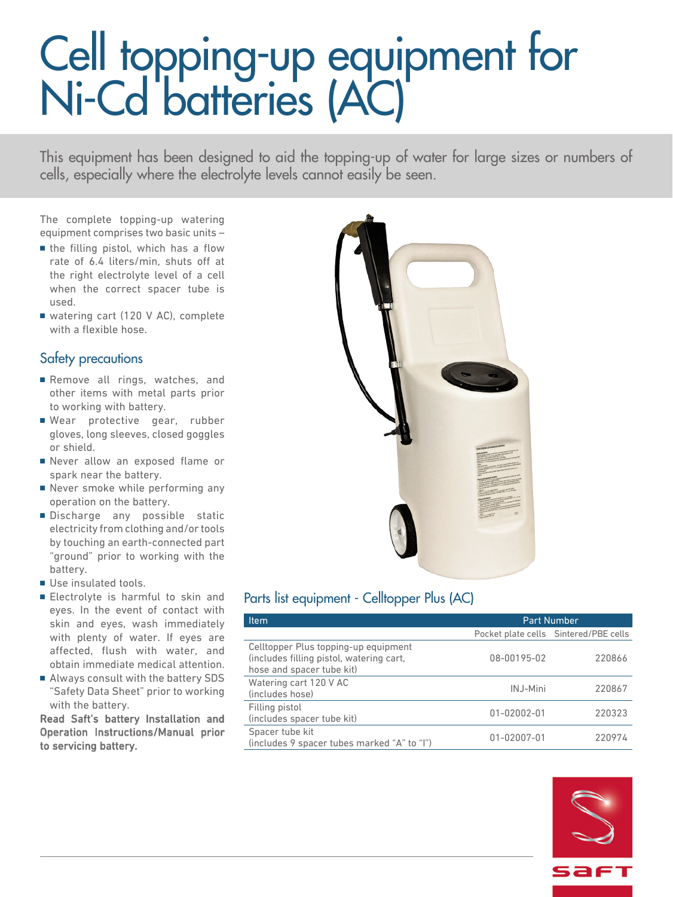# Cell topping-up equipment for Ni-Cd batteries (AC)

This equipment has been designed to aid the topping-up of water for large sizes or numbers of cells, especially where the electrolyte levels cannot easily be seen.

The complete topping-up watering equipment comprises two basic units –

- the filling pistol, which has a flow rate of 6.4 liters/min, shuts off at the right electrolyte level of a cell when the correct spacer tube is used.
- watering cart (120 V AC), complete with a flexible hose.

## Safety precautions

- Remove all rings, watches, and other items with metal parts prior to working with battery.
- Wear protective gear, rubber gloves, long sleeves, closed goggles or shield.
- Never allow an exposed flame or spark near the battery.
- Never smoke while performing any operation on the battery.
- Discharge any possible static electricity from clothing and/or tools by touching an earth-connected part "ground" prior to working with the battery.
- Use insulated tools.
- Electrolyte is harmful to skin and eyes. In the event of contact with skin and eyes, wash immediately with plenty of water. If eyes are affected, flush with water, and obtain immediate medical attention.
- Always consult with the battery SDS "Safety Data Sheet" prior to working with the battery.

**Read Saft's battery Installation and Operation Instructions/Manual prior to servicing battery.**

## Parts list equipment - Celltopper Plus (AC)

| Item | Part Number | |
|---|---|---|
| | Pocket plate cells | Sintered/PBE cells |
| Celltopper Plus topping-up equipment (includes filling pistol, watering cart, hose and spacer tube kit) | 08-00195-02 | 220866 |
| Watering cart 120 V AC (includes hose) | INJ-Mini | 220867 |
| Filling pistol (includes spacer tube kit) | 01-02002-01 | 220323 |
| Spacer tube kit (includes 9 spacer tubes marked "A" to "I") | 01-02007-01 | 220974 |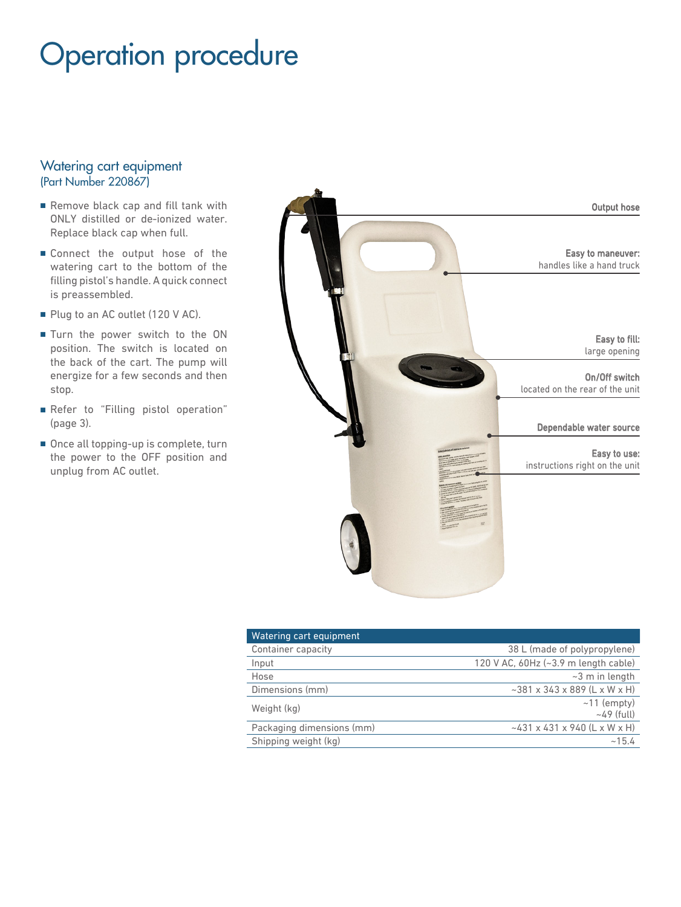# Operation procedure

## Watering cart equipment
(Part Number 220867)

- Remove black cap and fill tank with ONLY distilled or de-ionized water. Replace black cap when full.
- Connect the output hose of the watering cart to the bottom of the filling pistol's handle. A quick connect is preassembled.
- Plug to an AC outlet (120 V AC).
- Turn the power switch to the ON position. The switch is located on the back of the cart. The pump will energize for a few seconds and then stop.
- Refer to "Filling pistol operation" (page 3).
- Once all topping-up is complete, turn the power to the OFF position and unplug from AC outlet.

**Output hose**

**Easy to maneuver:** handles like a hand truck

**Easy to fill:** large opening

**On/Off switch** located on the rear of the unit

**Dependable water source**

**Easy to use:** instructions right on the unit

| Watering cart equipment | |
|---|---|
| Container capacity | 38 L (made of polypropylene) |
| Input | 120 V AC, 60Hz (~3.9 m length cable) |
| Hose | ~3 m in length |
| Dimensions (mm) | ~381 x 343 x 889 (L x W x H) |
| Weight (kg) | ~11 (empty) ~49 (full) |
| Packaging dimensions (mm) | ~431 x 431 x 940 (L x W x H) |
| Shipping weight (kg) | ~15.4 |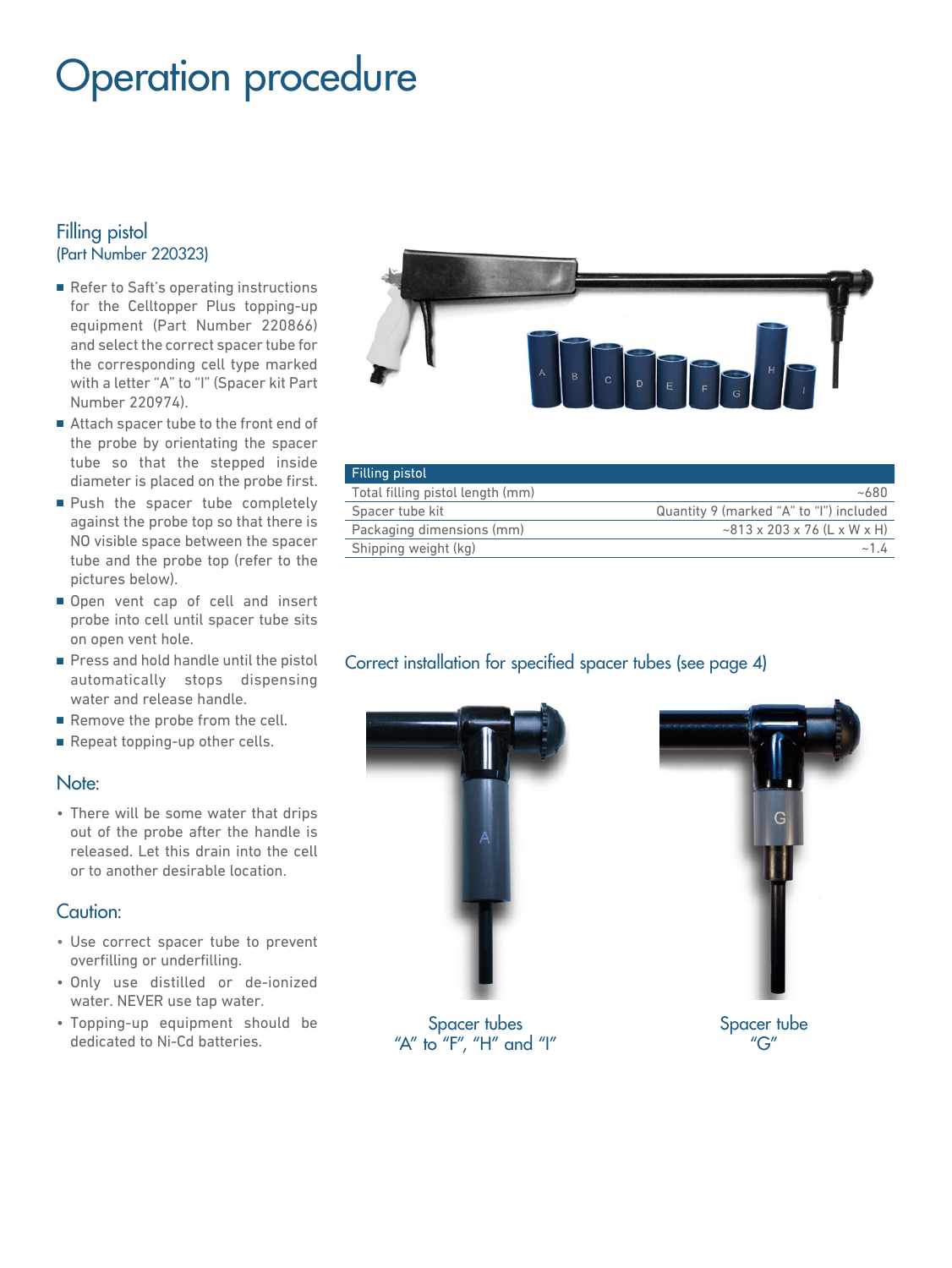# Operation procedure

## Filling pistol
(Part Number 220323)

- Refer to Saft's operating instructions for the Celltopper Plus topping-up equipment (Part Number 220866) and select the correct spacer tube for the corresponding cell type marked with a letter "A" to "I" (Spacer kit Part Number 220974).
- Attach spacer tube to the front end of the probe by orientating the spacer tube so that the stepped inside diameter is placed on the probe first.
- Push the spacer tube completely against the probe top so that there is NO visible space between the spacer tube and the probe top (refer to the pictures below).
- Open vent cap of cell and insert probe into cell until spacer tube sits on open vent hole.
- Press and hold handle until the pistol automatically stops dispensing water and release handle.
- Remove the probe from the cell.
- Repeat topping-up other cells.

### Note:

- There will be some water that drips out of the probe after the handle is released. Let this drain into the cell or to another desirable location.

### Caution:

- Use correct spacer tube to prevent overfilling or underfilling.
- Only use distilled or de-ionized water. NEVER use tap water.
- Topping-up equipment should be dedicated to Ni-Cd batteries.

| Filling pistol | |
|---|---|
| Total filling pistol length (mm) | ~680 |
| Spacer tube kit | Quantity 9 (marked "A" to "I") included |
| Packaging dimensions (mm) | ~813 x 203 x 76 (L x W x H) |
| Shipping weight (kg) | ~1.4 |

### Correct installation for specified spacer tubes (see page 4)

Spacer tubes "A" to "F", "H" and "I"

Spacer tube "G"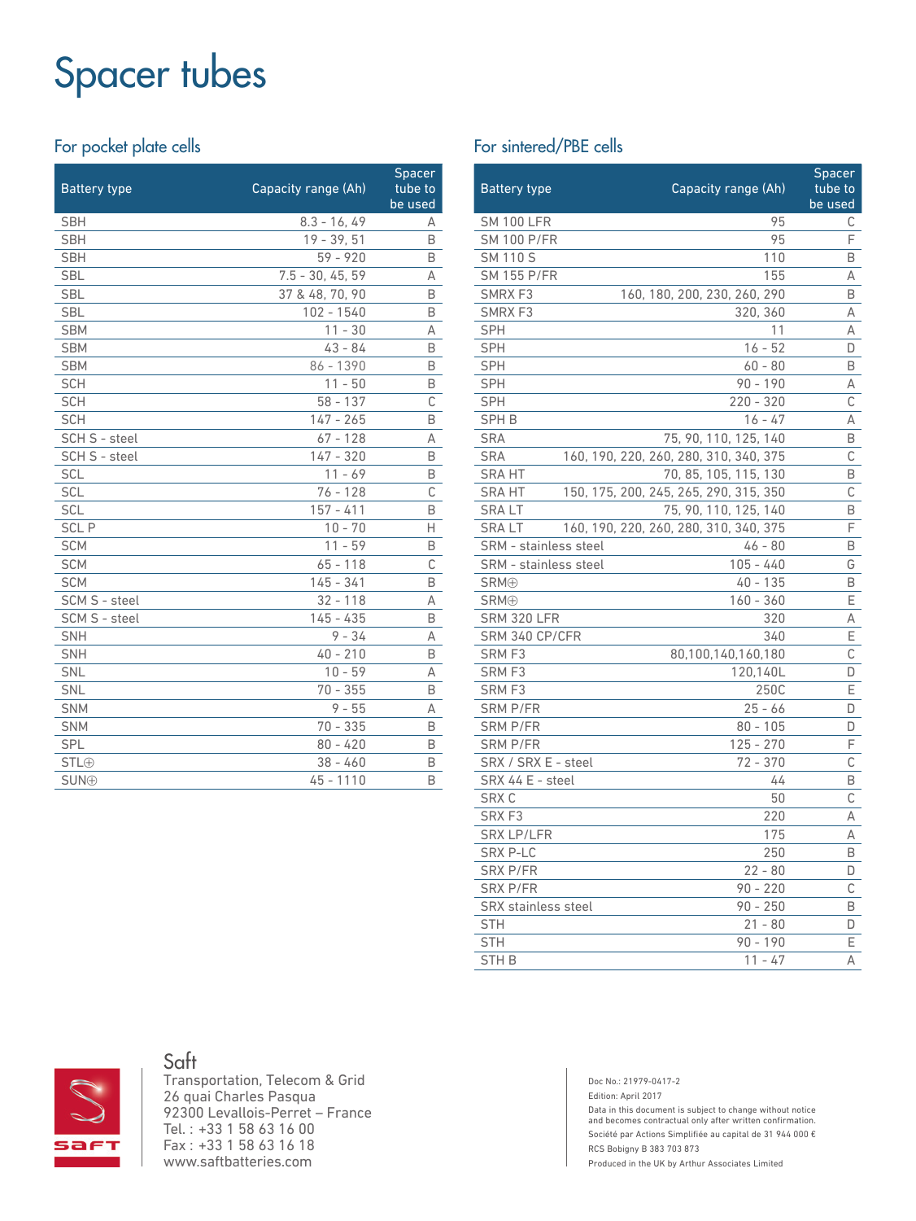# Spacer tubes

## For pocket plate cells

| Battery type | Capacity range (Ah) | Spacer tube to be used |
|---|---|---|
| SBH | 8.3 - 16, 49 | A |
| SBH | 19 - 39, 51 | B |
| SBH | 59 - 920 | B |
| SBL | 7.5 - 30, 45, 59 | A |
| SBL | 37 & 48, 70, 90 | B |
| SBL | 102 - 1540 | B |
| SBM | 11 - 30 | A |
| SBM | 43 - 84 | B |
| SBM | 86 - 1390 | B |
| SCH | 11 - 50 | B |
| SCH | 58 - 137 | C |
| SCH | 147 - 265 | B |
| SCH S - steel | 67 - 128 | A |
| SCH S - steel | 147 - 320 | B |
| SCL | 11 - 69 | B |
| SCL | 76 - 128 | C |
| SCL | 157 - 411 | B |
| SCL P | 10 - 70 | H |
| SCM | 11 - 59 | B |
| SCM | 65 - 118 | C |
| SCM | 145 - 341 | B |
| SCM S - steel | 32 - 118 | A |
| SCM S - steel | 145 - 435 | B |
| SNH | 9 - 34 | A |
| SNH | 40 - 210 | B |
| SNL | 10 - 59 | A |
| SNL | 70 - 355 | B |
| SNM | 9 - 55 | A |
| SNM | 70 - 335 | B |
| SPL | 80 - 420 | B |
| STL⊕ | 38 - 460 | B |
| SUN⊕ | 45 - 1110 | B |

## For sintered/PBE cells

| Battery type | Capacity range (Ah) | Spacer tube to be used |
|---|---|---|
| SM 100 LFR | 95 | C |
| SM 100 P/FR | 95 | F |
| SM 110 S | 110 | B |
| SM 155 P/FR | 155 | A |
| SMRX F3 | 160, 180, 200, 230, 260, 290 | B |
| SMRX F3 | 320, 360 | A |
| SPH | 11 | A |
| SPH | 16 - 52 | D |
| SPH | 60 - 80 | B |
| SPH | 90 - 190 | A |
| SPH | 220 - 320 | C |
| SPH B | 16 - 47 | A |
| SRA | 75, 90, 110, 125, 140 | B |
| SRA | 160, 190, 220, 260, 280, 310, 340, 375 | C |
| SRA HT | 70, 85, 105, 115, 130 | B |
| SRA HT | 150, 175, 200, 245, 265, 290, 315, 350 | C |
| SRA LT | 75, 90, 110, 125, 140 | B |
| SRA LT | 160, 190, 220, 260, 280, 310, 340, 375 | F |
| SRM - stainless steel | 46 - 80 | B |
| SRM - stainless steel | 105 - 440 | G |
| SRM⊕ | 40 - 135 | B |
| SRM⊕ | 160 - 360 | E |
| SRM 320 LFR | 320 | A |
| SRM 340 CP/CFR | 340 | E |
| SRM F3 | 80,100,140,160,180 | C |
| SRM F3 | 120,140L | D |
| SRM F3 | 250C | E |
| SRM P/FR | 25 - 66 | D |
| SRM P/FR | 80 - 105 | D |
| SRM P/FR | 125 - 270 | F |
| SRX / SRX E - steel | 72 - 370 | C |
| SRX 44 E - steel | 44 | B |
| SRX C | 50 | C |
| SRX F3 | 220 | A |
| SRX LP/LFR | 175 | A |
| SRX P-LC | 250 | B |
| SRX P/FR | 22 - 80 | D |
| SRX P/FR | 90 - 220 | C |
| SRX stainless steel | 90 - 250 | B |
| STH | 21 - 80 | D |
| STH | 90 - 190 | E |
| STH B | 11 - 47 | A |

Saft
Transportation, Telecom & Grid
26 quai Charles Pasqua
92300 Levallois-Perret – France
Tel. : +33 1 58 63 16 00
Fax : +33 1 58 63 16 18
www.saftbatteries.com

Doc No.: 21979-0417-2
Edition: April 2017
Data in this document is subject to change without notice and becomes contractual only after written confirmation.
Société par Actions Simplifiée au capital de 31 944 000 €
RCS Bobigny B 383 703 873
Produced in the UK by Arthur Associates Limited